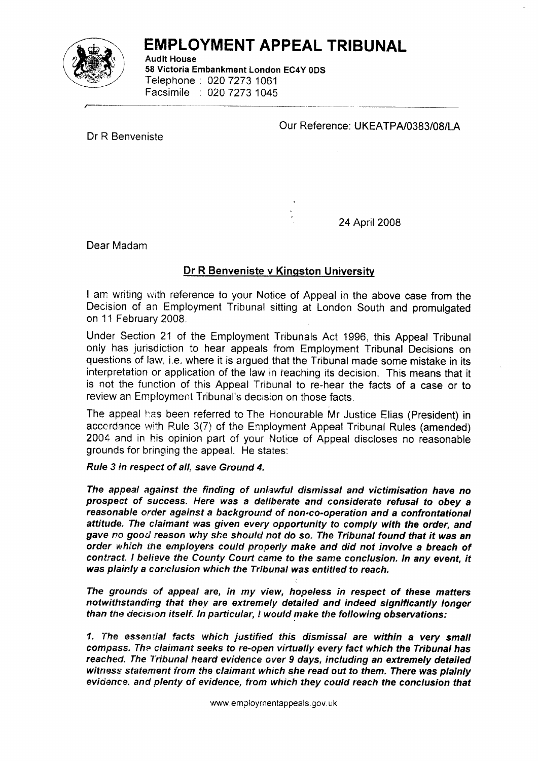# EMPLOYMENT APPEAL TRIBUNAL

**Audit House**
**58 Victoria Embankment London EC4Y 0DS**
Telephone : 020 7273 1061
Facsimile : 020 7273 1045

Dr R Benveniste

Our Reference: UKEATPA/0383/08/LA

24 April 2008

Dear Madam

**Dr R Benveniste v Kingston University**

I am writing with reference to your Notice of Appeal in the above case from the Decision of an Employment Tribunal sitting at London South and promulgated on 11 February 2008.

Under Section 21 of the Employment Tribunals Act 1996, this Appeal Tribunal only has jurisdiction to hear appeals from Employment Tribunal Decisions on questions of law, i.e. where it is argued that the Tribunal made some mistake in its interpretation or application of the law in reaching its decision. This means that it is not the function of this Appeal Tribunal to re-hear the facts of a case or to review an Employment Tribunal's decision on those facts.

The appeal has been referred to The Honourable Mr Justice Elias (President) in accordance with Rule 3(7) of the Employment Appeal Tribunal Rules (amended) 2004 and in his opinion part of your Notice of Appeal discloses no reasonable grounds for bringing the appeal. He states:

***Rule 3 in respect of all, save Ground 4.***

***The appeal against the finding of unlawful dismissal and victimisation have no prospect of success. Here was a deliberate and considerate refusal to obey a reasonable order against a background of non-co-operation and a confrontational attitude. The claimant was given every opportunity to comply with the order, and gave no good reason why she should not do so. The Tribunal found that it was an order which the employers could properly make and did not involve a breach of contract. I believe the County Court came to the same conclusion. In any event, it was plainly a conclusion which the Tribunal was entitled to reach.***

***The grounds of appeal are, in my view, hopeless in respect of these matters notwithstanding that they are extremely detailed and indeed significantly longer than the decision itself. In particular, I would make the following observations:***

***1. The essential facts which justified this dismissal are within a very small compass. The claimant seeks to re-open virtually every fact which the Tribunal has reached. The Tribunal heard evidence over 9 days, including an extremely detailed witness statement from the claimant which she read out to them. There was plainly evidence, and plenty of evidence, from which they could reach the conclusion that***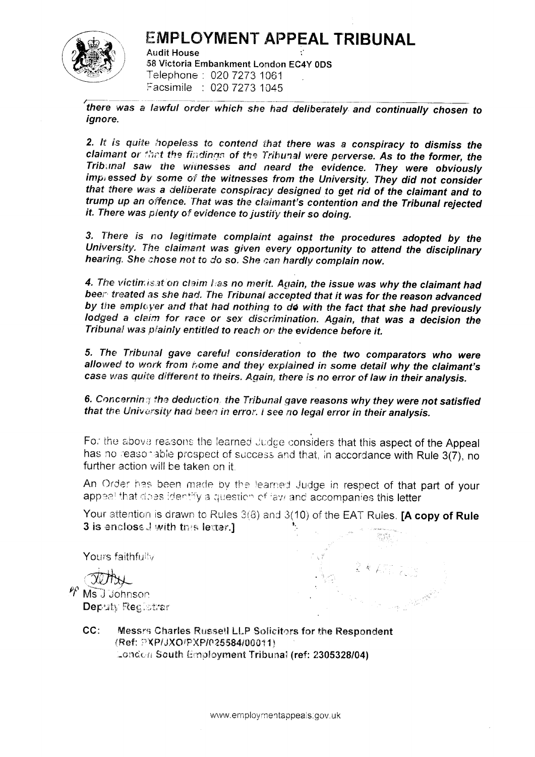# EMPLOYMENT APPEAL TRIBUNAL

**Audit House**
**58 Victoria Embankment London EC4Y 0DS**
Telephone : 020 7273 1061
Facsimile : 020 7273 1045

***there was a lawful order which she had deliberately and continually chosen to ignore.***

***2. It is quite hopeless to contend that there was a conspiracy to dismiss the claimant or that the findings of the Tribunal were perverse. As to the former, the Tribunal saw the witnesses and heard the evidence. They were obviously impressed by some of the witnesses from the University. They did not consider that there was a deliberate conspiracy designed to get rid of the claimant and to trump up an offence. That was the claimant's contention and the Tribunal rejected it. There was plenty of evidence to justify their so doing.***

***3. There is no legitimate complaint against the procedures adopted by the University. The claimant was given every opportunity to attend the disciplinary hearing. She chose not to do so. She can hardly complain now.***

***4. The victimisation claim has no merit. Again, the issue was why the claimant had been treated as she had. The Tribunal accepted that it was for the reason advanced by the employer and that had nothing to do with the fact that she had previously lodged a claim for race or sex discrimination. Again, that was a decision the Tribunal was plainly entitled to reach on the evidence before it.***

***5. The Tribunal gave careful consideration to the two comparators who were allowed to work from home and they explained in some detail why the claimant's case was quite different to theirs. Again, there is no error of law in their analysis.***

***6. Concerning the deduction, the Tribunal gave reasons why they were not satisfied that the University had been in error. I see no legal error in their analysis.***

For the above reasons the learned Judge considers that this aspect of the Appeal has no reasonable prospect of success and that, in accordance with Rule 3(7), no further action will be taken on it.

An Order has been made by the learned Judge in respect of that part of your appeal that does identify a question of law and accompanies this letter

Your attention is drawn to Rules 3(8) and 3(10) of the EAT Rules. **[A copy of Rule 3 is enclosed with this letter.]**

Yours faithfully

pp Ms J Johnson
**Deputy Registrar**

**CC: Messrs Charles Russell LLP Solicitors for the Respondent (Ref: PXP/JXO/PXP/025584/00011)**
**London South Employment Tribunal (ref: 2305328/04)**

www.employmentappeals.gov.uk